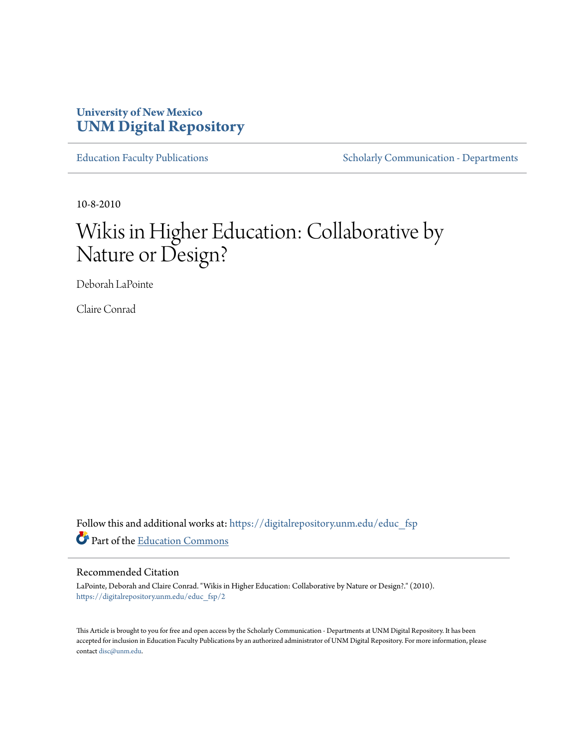University of New Mexico
**UNM Digital Repository**

Education Faculty Publications | Scholarly Communication - Departments

10-8-2010

# Wikis in Higher Education: Collaborative by Nature or Design?

Deborah LaPointe

Claire Conrad

Follow this and additional works at: https://digitalrepository.unm.edu/educ_fsp

Part of the Education Commons

## Recommended Citation

LaPointe, Deborah and Claire Conrad. "Wikis in Higher Education: Collaborative by Nature or Design?." (2010). https://digitalrepository.unm.edu/educ_fsp/2

This Article is brought to you for free and open access by the Scholarly Communication - Departments at UNM Digital Repository. It has been accepted for inclusion in Education Faculty Publications by an authorized administrator of UNM Digital Repository. For more information, please contact disc@unm.edu.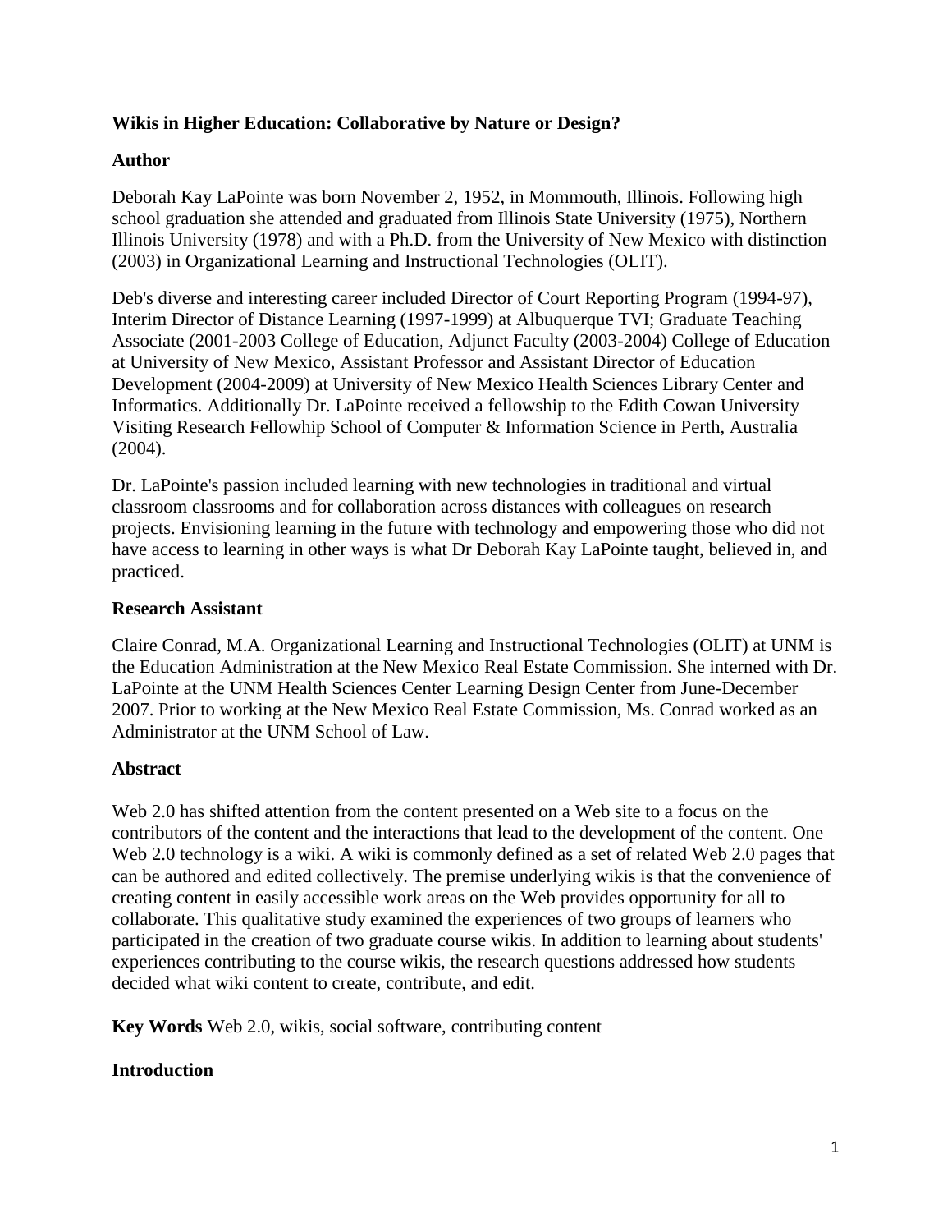**Wikis in Higher Education: Collaborative by Nature or Design?**

**Author**

Deborah Kay LaPointe was born November 2, 1952, in Mommouth, Illinois. Following high school graduation she attended and graduated from Illinois State University (1975), Northern Illinois University (1978) and with a Ph.D. from the University of New Mexico with distinction (2003) in Organizational Learning and Instructional Technologies (OLIT).

Deb's diverse and interesting career included Director of Court Reporting Program (1994-97), Interim Director of Distance Learning (1997-1999) at Albuquerque TVI; Graduate Teaching Associate (2001-2003 College of Education, Adjunct Faculty (2003-2004) College of Education at University of New Mexico, Assistant Professor and Assistant Director of Education Development (2004-2009) at University of New Mexico Health Sciences Library Center and Informatics. Additionally Dr. LaPointe received a fellowship to the Edith Cowan University Visiting Research Fellowhip School of Computer & Information Science in Perth, Australia (2004).

Dr. LaPointe's passion included learning with new technologies in traditional and virtual classroom classrooms and for collaboration across distances with colleagues on research projects. Envisioning learning in the future with technology and empowering those who did not have access to learning in other ways is what Dr Deborah Kay LaPointe taught, believed in, and practiced.

**Research Assistant**

Claire Conrad, M.A. Organizational Learning and Instructional Technologies (OLIT) at UNM is the Education Administration at the New Mexico Real Estate Commission. She interned with Dr. LaPointe at the UNM Health Sciences Center Learning Design Center from June-December 2007. Prior to working at the New Mexico Real Estate Commission, Ms. Conrad worked as an Administrator at the UNM School of Law.

**Abstract**

Web 2.0 has shifted attention from the content presented on a Web site to a focus on the contributors of the content and the interactions that lead to the development of the content. One Web 2.0 technology is a wiki. A wiki is commonly defined as a set of related Web 2.0 pages that can be authored and edited collectively. The premise underlying wikis is that the convenience of creating content in easily accessible work areas on the Web provides opportunity for all to collaborate. This qualitative study examined the experiences of two groups of learners who participated in the creation of two graduate course wikis. In addition to learning about students' experiences contributing to the course wikis, the research questions addressed how students decided what wiki content to create, contribute, and edit.

**Key Words** Web 2.0, wikis, social software, contributing content

**Introduction**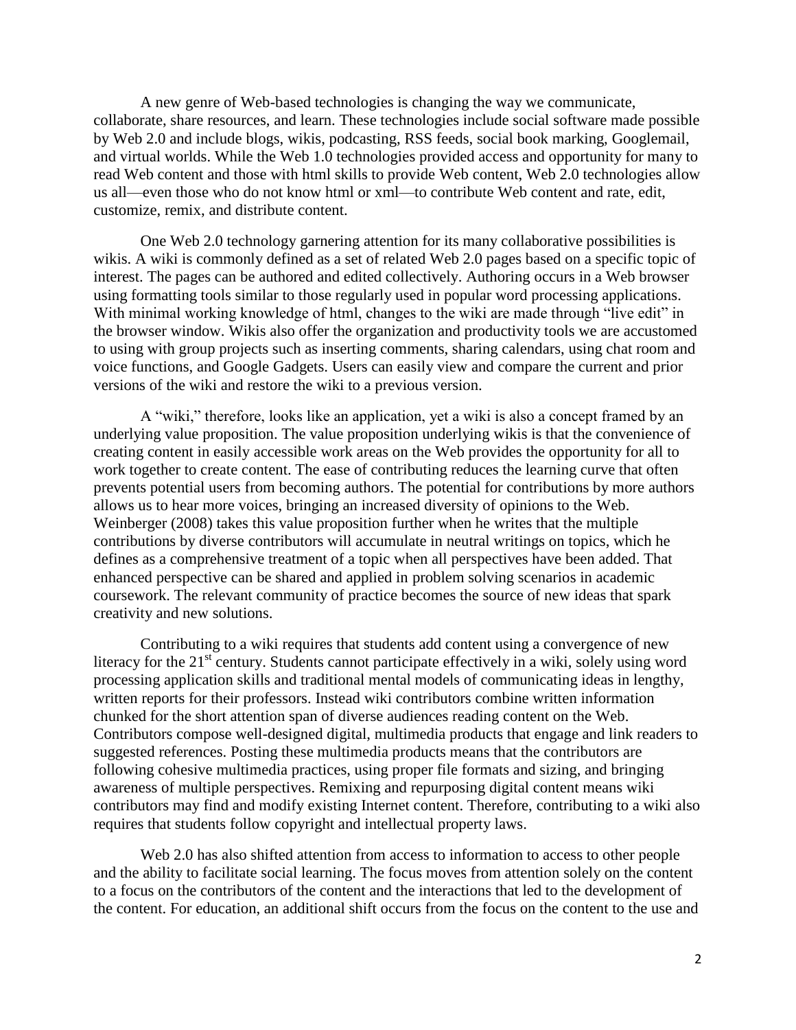A new genre of Web-based technologies is changing the way we communicate, collaborate, share resources, and learn. These technologies include social software made possible by Web 2.0 and include blogs, wikis, podcasting, RSS feeds, social book marking, Googlemail, and virtual worlds. While the Web 1.0 technologies provided access and opportunity for many to read Web content and those with html skills to provide Web content, Web 2.0 technologies allow us all—even those who do not know html or xml—to contribute Web content and rate, edit, customize, remix, and distribute content.

One Web 2.0 technology garnering attention for its many collaborative possibilities is wikis. A wiki is commonly defined as a set of related Web 2.0 pages based on a specific topic of interest. The pages can be authored and edited collectively. Authoring occurs in a Web browser using formatting tools similar to those regularly used in popular word processing applications. With minimal working knowledge of html, changes to the wiki are made through "live edit" in the browser window. Wikis also offer the organization and productivity tools we are accustomed to using with group projects such as inserting comments, sharing calendars, using chat room and voice functions, and Google Gadgets. Users can easily view and compare the current and prior versions of the wiki and restore the wiki to a previous version.

A "wiki," therefore, looks like an application, yet a wiki is also a concept framed by an underlying value proposition. The value proposition underlying wikis is that the convenience of creating content in easily accessible work areas on the Web provides the opportunity for all to work together to create content. The ease of contributing reduces the learning curve that often prevents potential users from becoming authors. The potential for contributions by more authors allows us to hear more voices, bringing an increased diversity of opinions to the Web. Weinberger (2008) takes this value proposition further when he writes that the multiple contributions by diverse contributors will accumulate in neutral writings on topics, which he defines as a comprehensive treatment of a topic when all perspectives have been added. That enhanced perspective can be shared and applied in problem solving scenarios in academic coursework. The relevant community of practice becomes the source of new ideas that spark creativity and new solutions.

Contributing to a wiki requires that students add content using a convergence of new literacy for the 21st century. Students cannot participate effectively in a wiki, solely using word processing application skills and traditional mental models of communicating ideas in lengthy, written reports for their professors. Instead wiki contributors combine written information chunked for the short attention span of diverse audiences reading content on the Web. Contributors compose well-designed digital, multimedia products that engage and link readers to suggested references. Posting these multimedia products means that the contributors are following cohesive multimedia practices, using proper file formats and sizing, and bringing awareness of multiple perspectives. Remixing and repurposing digital content means wiki contributors may find and modify existing Internet content. Therefore, contributing to a wiki also requires that students follow copyright and intellectual property laws.

Web 2.0 has also shifted attention from access to information to access to other people and the ability to facilitate social learning. The focus moves from attention solely on the content to a focus on the contributors of the content and the interactions that led to the development of the content. For education, an additional shift occurs from the focus on the content to the use and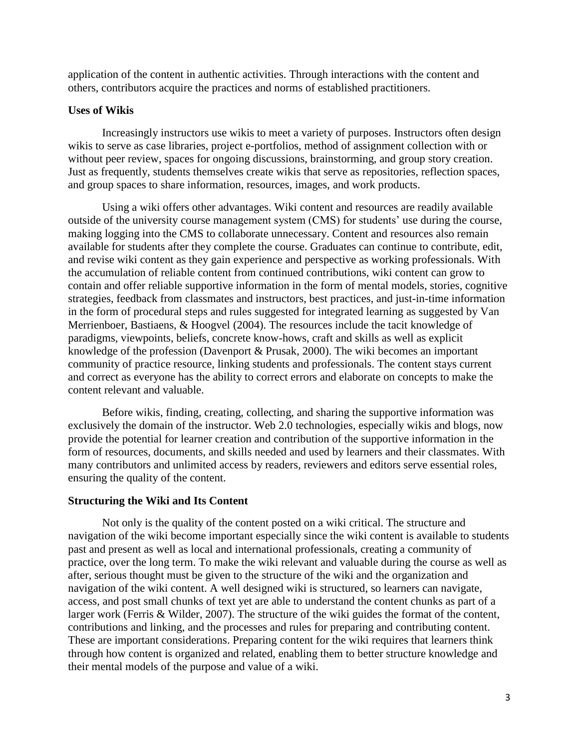application of the content in authentic activities. Through interactions with the content and others, contributors acquire the practices and norms of established practitioners.

**Uses of Wikis**

Increasingly instructors use wikis to meet a variety of purposes. Instructors often design wikis to serve as case libraries, project e-portfolios, method of assignment collection with or without peer review, spaces for ongoing discussions, brainstorming, and group story creation. Just as frequently, students themselves create wikis that serve as repositories, reflection spaces, and group spaces to share information, resources, images, and work products.

Using a wiki offers other advantages. Wiki content and resources are readily available outside of the university course management system (CMS) for students' use during the course, making logging into the CMS to collaborate unnecessary. Content and resources also remain available for students after they complete the course. Graduates can continue to contribute, edit, and revise wiki content as they gain experience and perspective as working professionals. With the accumulation of reliable content from continued contributions, wiki content can grow to contain and offer reliable supportive information in the form of mental models, stories, cognitive strategies, feedback from classmates and instructors, best practices, and just-in-time information in the form of procedural steps and rules suggested for integrated learning as suggested by Van Merrienboer, Bastiaens, & Hoogvel (2004). The resources include the tacit knowledge of paradigms, viewpoints, beliefs, concrete know-hows, craft and skills as well as explicit knowledge of the profession (Davenport & Prusak, 2000). The wiki becomes an important community of practice resource, linking students and professionals. The content stays current and correct as everyone has the ability to correct errors and elaborate on concepts to make the content relevant and valuable.

Before wikis, finding, creating, collecting, and sharing the supportive information was exclusively the domain of the instructor. Web 2.0 technologies, especially wikis and blogs, now provide the potential for learner creation and contribution of the supportive information in the form of resources, documents, and skills needed and used by learners and their classmates. With many contributors and unlimited access by readers, reviewers and editors serve essential roles, ensuring the quality of the content.

**Structuring the Wiki and Its Content**

Not only is the quality of the content posted on a wiki critical. The structure and navigation of the wiki become important especially since the wiki content is available to students past and present as well as local and international professionals, creating a community of practice, over the long term. To make the wiki relevant and valuable during the course as well as after, serious thought must be given to the structure of the wiki and the organization and navigation of the wiki content. A well designed wiki is structured, so learners can navigate, access, and post small chunks of text yet are able to understand the content chunks as part of a larger work (Ferris & Wilder, 2007). The structure of the wiki guides the format of the content, contributions and linking, and the processes and rules for preparing and contributing content. These are important considerations. Preparing content for the wiki requires that learners think through how content is organized and related, enabling them to better structure knowledge and their mental models of the purpose and value of a wiki.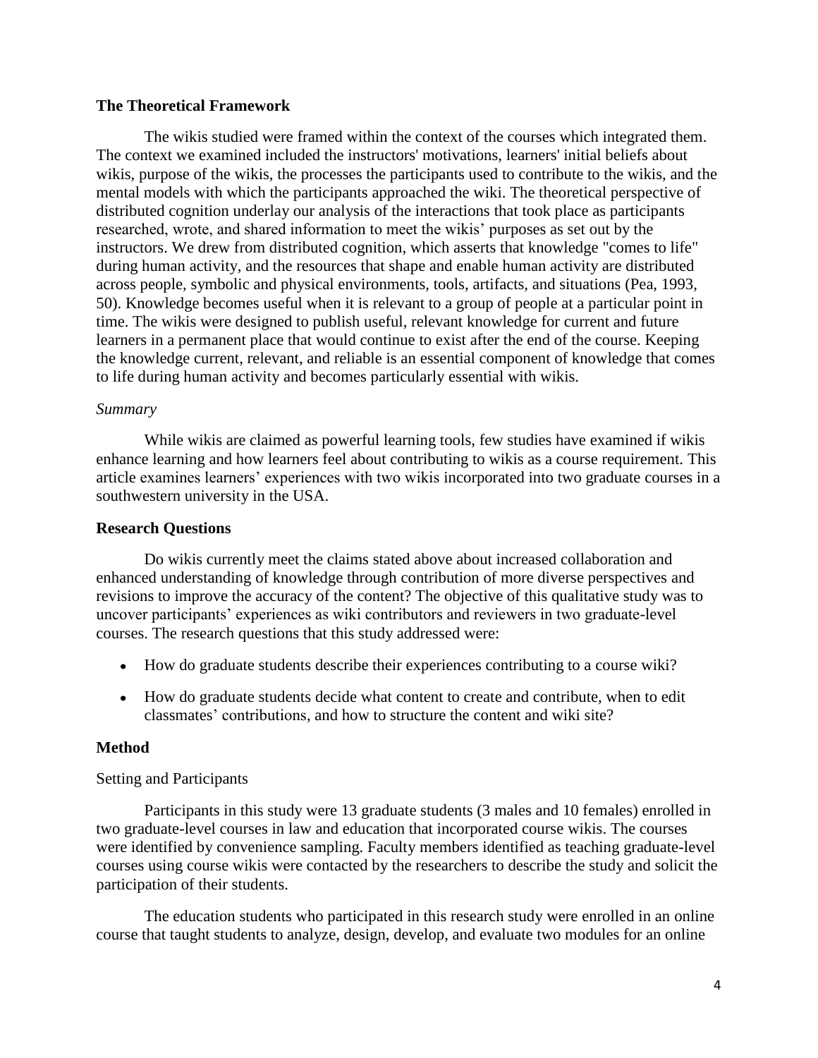## The Theoretical Framework

The wikis studied were framed within the context of the courses which integrated them. The context we examined included the instructors' motivations, learners' initial beliefs about wikis, purpose of the wikis, the processes the participants used to contribute to the wikis, and the mental models with which the participants approached the wiki. The theoretical perspective of distributed cognition underlay our analysis of the interactions that took place as participants researched, wrote, and shared information to meet the wikis' purposes as set out by the instructors. We drew from distributed cognition, which asserts that knowledge "comes to life" during human activity, and the resources that shape and enable human activity are distributed across people, symbolic and physical environments, tools, artifacts, and situations (Pea, 1993, 50). Knowledge becomes useful when it is relevant to a group of people at a particular point in time. The wikis were designed to publish useful, relevant knowledge for current and future learners in a permanent place that would continue to exist after the end of the course. Keeping the knowledge current, relevant, and reliable is an essential component of knowledge that comes to life during human activity and becomes particularly essential with wikis.

*Summary*

While wikis are claimed as powerful learning tools, few studies have examined if wikis enhance learning and how learners feel about contributing to wikis as a course requirement. This article examines learners' experiences with two wikis incorporated into two graduate courses in a southwestern university in the USA.

## Research Questions

Do wikis currently meet the claims stated above about increased collaboration and enhanced understanding of knowledge through contribution of more diverse perspectives and revisions to improve the accuracy of the content? The objective of this qualitative study was to uncover participants' experiences as wiki contributors and reviewers in two graduate-level courses. The research questions that this study addressed were:

- How do graduate students describe their experiences contributing to a course wiki?
- How do graduate students decide what content to create and contribute, when to edit classmates' contributions, and how to structure the content and wiki site?

## Method

### Setting and Participants

Participants in this study were 13 graduate students (3 males and 10 females) enrolled in two graduate-level courses in law and education that incorporated course wikis. The courses were identified by convenience sampling. Faculty members identified as teaching graduate-level courses using course wikis were contacted by the researchers to describe the study and solicit the participation of their students.

The education students who participated in this research study were enrolled in an online course that taught students to analyze, design, develop, and evaluate two modules for an online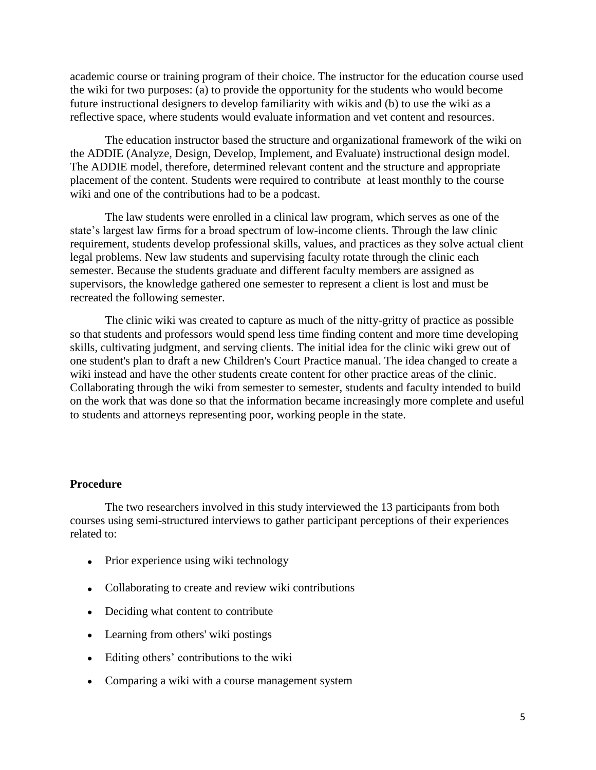academic course or training program of their choice. The instructor for the education course used the wiki for two purposes: (a) to provide the opportunity for the students who would become future instructional designers to develop familiarity with wikis and (b) to use the wiki as a reflective space, where students would evaluate information and vet content and resources.

The education instructor based the structure and organizational framework of the wiki on the ADDIE (Analyze, Design, Develop, Implement, and Evaluate) instructional design model. The ADDIE model, therefore, determined relevant content and the structure and appropriate placement of the content. Students were required to contribute at least monthly to the course wiki and one of the contributions had to be a podcast.

The law students were enrolled in a clinical law program, which serves as one of the state's largest law firms for a broad spectrum of low-income clients. Through the law clinic requirement, students develop professional skills, values, and practices as they solve actual client legal problems. New law students and supervising faculty rotate through the clinic each semester. Because the students graduate and different faculty members are assigned as supervisors, the knowledge gathered one semester to represent a client is lost and must be recreated the following semester.

The clinic wiki was created to capture as much of the nitty-gritty of practice as possible so that students and professors would spend less time finding content and more time developing skills, cultivating judgment, and serving clients. The initial idea for the clinic wiki grew out of one student's plan to draft a new Children's Court Practice manual. The idea changed to create a wiki instead and have the other students create content for other practice areas of the clinic. Collaborating through the wiki from semester to semester, students and faculty intended to build on the work that was done so that the information became increasingly more complete and useful to students and attorneys representing poor, working people in the state.

**Procedure**

The two researchers involved in this study interviewed the 13 participants from both courses using semi-structured interviews to gather participant perceptions of their experiences related to:

- Prior experience using wiki technology
- Collaborating to create and review wiki contributions
- Deciding what content to contribute
- Learning from others' wiki postings
- Editing others' contributions to the wiki
- Comparing a wiki with a course management system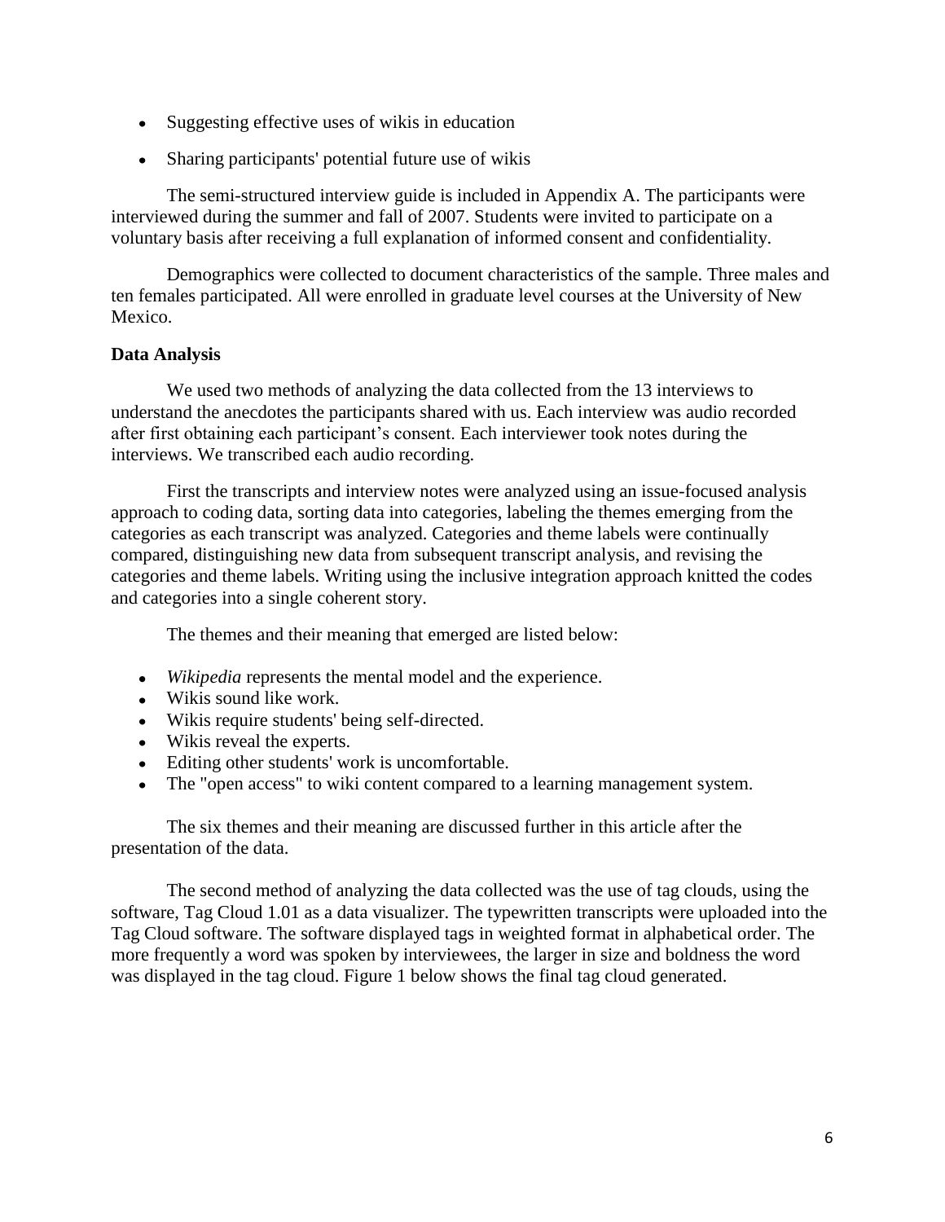- Suggesting effective uses of wikis in education
- Sharing participants' potential future use of wikis

The semi-structured interview guide is included in Appendix A. The participants were interviewed during the summer and fall of 2007. Students were invited to participate on a voluntary basis after receiving a full explanation of informed consent and confidentiality.

Demographics were collected to document characteristics of the sample. Three males and ten females participated. All were enrolled in graduate level courses at the University of New Mexico.

**Data Analysis**

We used two methods of analyzing the data collected from the 13 interviews to understand the anecdotes the participants shared with us. Each interview was audio recorded after first obtaining each participant's consent. Each interviewer took notes during the interviews. We transcribed each audio recording.

First the transcripts and interview notes were analyzed using an issue-focused analysis approach to coding data, sorting data into categories, labeling the themes emerging from the categories as each transcript was analyzed. Categories and theme labels were continually compared, distinguishing new data from subsequent transcript analysis, and revising the categories and theme labels. Writing using the inclusive integration approach knitted the codes and categories into a single coherent story.

The themes and their meaning that emerged are listed below:

- *Wikipedia* represents the mental model and the experience.
- Wikis sound like work.
- Wikis require students' being self-directed.
- Wikis reveal the experts.
- Editing other students' work is uncomfortable.
- The "open access" to wiki content compared to a learning management system.

The six themes and their meaning are discussed further in this article after the presentation of the data.

The second method of analyzing the data collected was the use of tag clouds, using the software, Tag Cloud 1.01 as a data visualizer. The typewritten transcripts were uploaded into the Tag Cloud software. The software displayed tags in weighted format in alphabetical order. The more frequently a word was spoken by interviewees, the larger in size and boldness the word was displayed in the tag cloud. Figure 1 below shows the final tag cloud generated.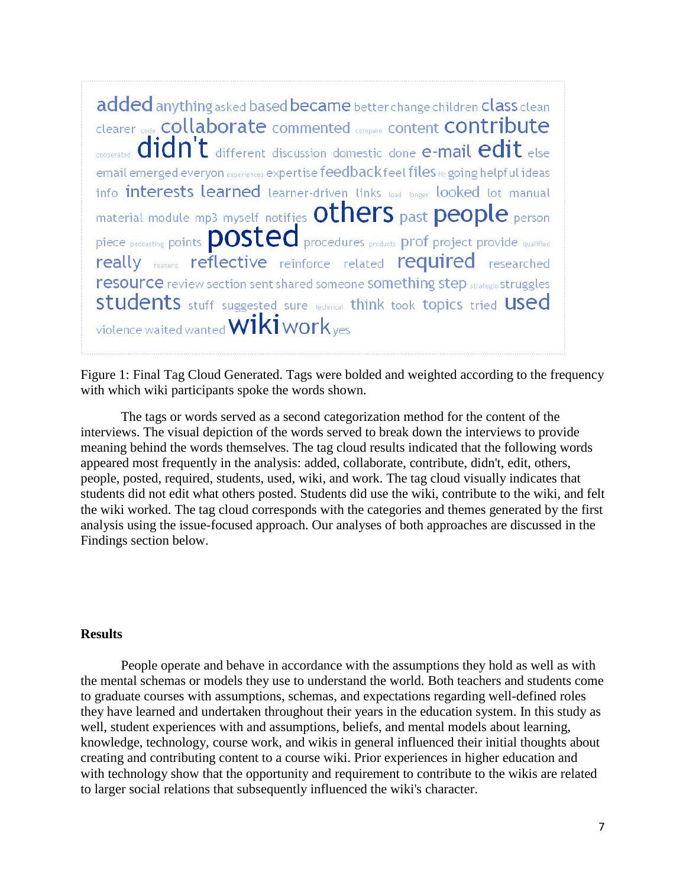added anything asked based became better change children class clean clearer code collaborate commented compare content contribute cooperated didn't different discussion domestic done e-mail edit else email emerged everyon experiences expertise feedback feel files fit going helpful ideas info interests learned learner-driven links load longer looked lot manual material module mp3 myself notifies others past people person piece podcasting points posted procedures products prof project provide qualified really reasons reflective reinforce related required researched resource review section sent shared someone something step strategic struggles students stuff suggested sure technical think took topics tried used violence waited wanted wiki work yes

Figure 1: Final Tag Cloud Generated. Tags were bolded and weighted according to the frequency with which wiki participants spoke the words shown.

The tags or words served as a second categorization method for the content of the interviews. The visual depiction of the words served to break down the interviews to provide meaning behind the words themselves. The tag cloud results indicated that the following words appeared most frequently in the analysis: added, collaborate, contribute, didn't, edit, others, people, posted, required, students, used, wiki, and work. The tag cloud visually indicates that students did not edit what others posted. Students did use the wiki, contribute to the wiki, and felt the wiki worked. The tag cloud corresponds with the categories and themes generated by the first analysis using the issue-focused approach. Our analyses of both approaches are discussed in the Findings section below.

## Results

People operate and behave in accordance with the assumptions they hold as well as with the mental schemas or models they use to understand the world. Both teachers and students come to graduate courses with assumptions, schemas, and expectations regarding well-defined roles they have learned and undertaken throughout their years in the education system. In this study as well, student experiences with and assumptions, beliefs, and mental models about learning, knowledge, technology, course work, and wikis in general influenced their initial thoughts about creating and contributing content to a course wiki. Prior experiences in higher education and with technology show that the opportunity and requirement to contribute to the wikis are related to larger social relations that subsequently influenced the wiki's character.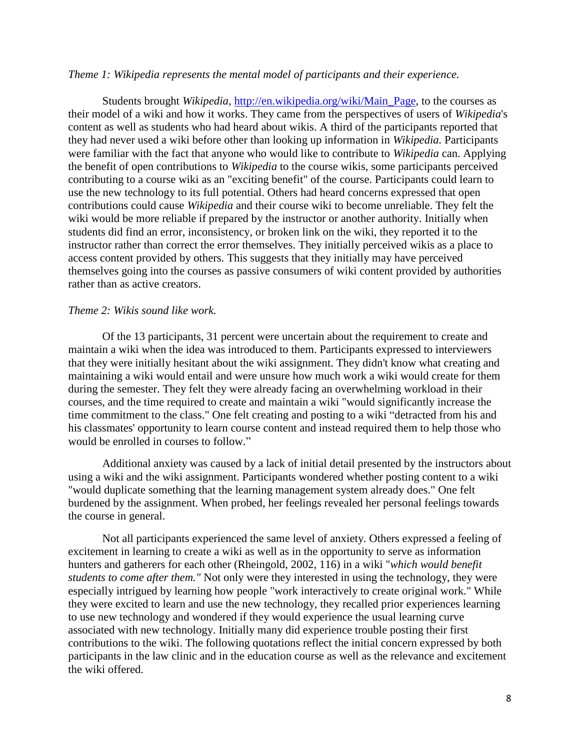*Theme 1: Wikipedia represents the mental model of participants and their experience.*

Students brought *Wikipedia*, http://en.wikipedia.org/wiki/Main_Page, to the courses as their model of a wiki and how it works. They came from the perspectives of users of *Wikipedia*'s content as well as students who had heard about wikis. A third of the participants reported that they had never used a wiki before other than looking up information in *Wikipedia.* Participants were familiar with the fact that anyone who would like to contribute to *Wikipedia* can. Applying the benefit of open contributions to *Wikipedia* to the course wikis, some participants perceived contributing to a course wiki as an "exciting benefit" of the course. Participants could learn to use the new technology to its full potential. Others had heard concerns expressed that open contributions could cause *Wikipedia* and their course wiki to become unreliable. They felt the wiki would be more reliable if prepared by the instructor or another authority. Initially when students did find an error, inconsistency, or broken link on the wiki, they reported it to the instructor rather than correct the error themselves. They initially perceived wikis as a place to access content provided by others. This suggests that they initially may have perceived themselves going into the courses as passive consumers of wiki content provided by authorities rather than as active creators.

*Theme 2: Wikis sound like work.*

Of the 13 participants, 31 percent were uncertain about the requirement to create and maintain a wiki when the idea was introduced to them. Participants expressed to interviewers that they were initially hesitant about the wiki assignment. They didn't know what creating and maintaining a wiki would entail and were unsure how much work a wiki would create for them during the semester. They felt they were already facing an overwhelming workload in their courses, and the time required to create and maintain a wiki "would significantly increase the time commitment to the class." One felt creating and posting to a wiki "detracted from his and his classmates' opportunity to learn course content and instead required them to help those who would be enrolled in courses to follow."

Additional anxiety was caused by a lack of initial detail presented by the instructors about using a wiki and the wiki assignment. Participants wondered whether posting content to a wiki "would duplicate something that the learning management system already does." One felt burdened by the assignment. When probed, her feelings revealed her personal feelings towards the course in general.

Not all participants experienced the same level of anxiety. Others expressed a feeling of excitement in learning to create a wiki as well as in the opportunity to serve as information hunters and gatherers for each other (Rheingold, 2002, 116) in a wiki "*which would benefit students to come after them."* Not only were they interested in using the technology, they were especially intrigued by learning how people "work interactively to create original work." While they were excited to learn and use the new technology, they recalled prior experiences learning to use new technology and wondered if they would experience the usual learning curve associated with new technology. Initially many did experience trouble posting their first contributions to the wiki. The following quotations reflect the initial concern expressed by both participants in the law clinic and in the education course as well as the relevance and excitement the wiki offered.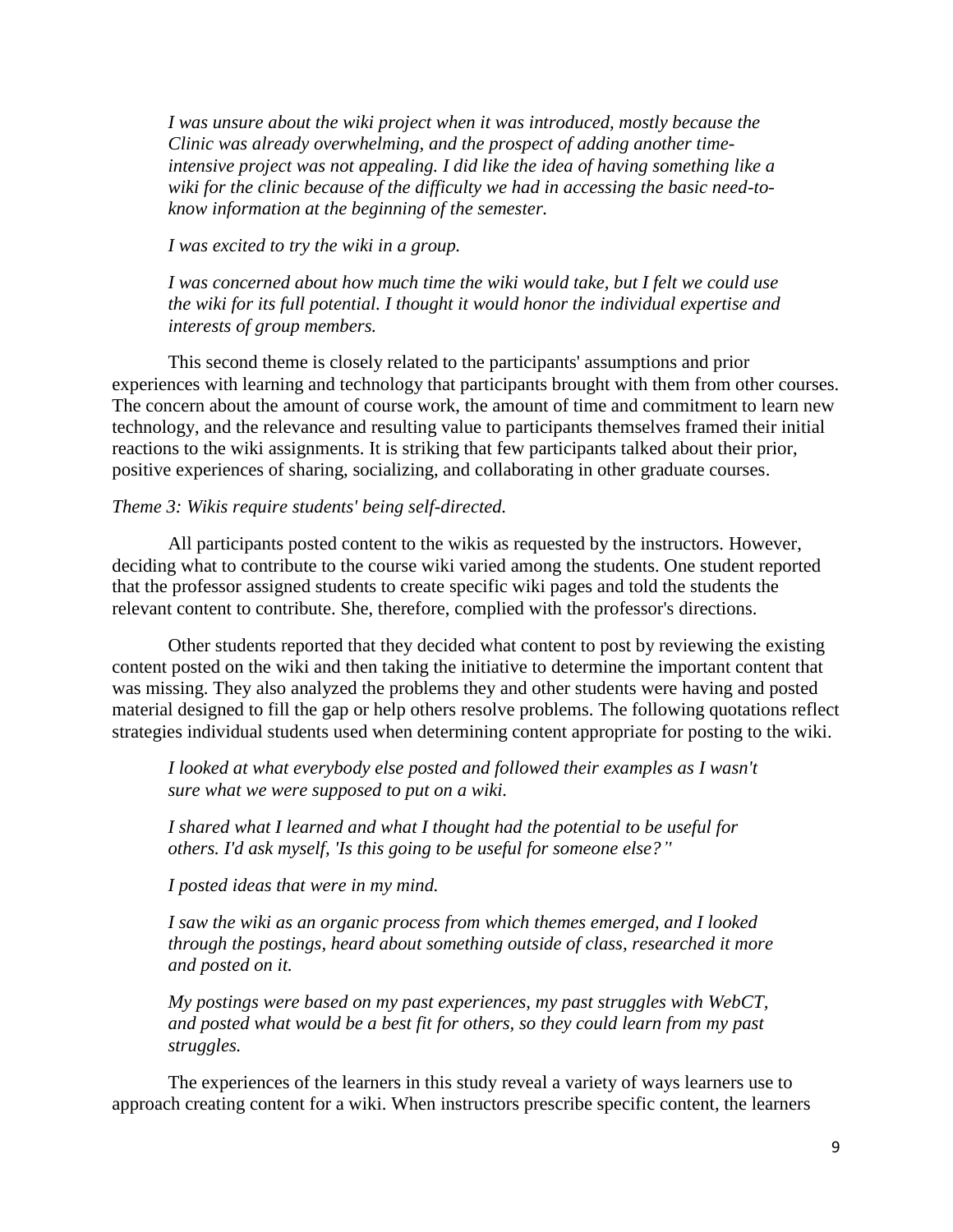*I was unsure about the wiki project when it was introduced, mostly because the Clinic was already overwhelming, and the prospect of adding another time-intensive project was not appealing. I did like the idea of having something like a wiki for the clinic because of the difficulty we had in accessing the basic need-to-know information at the beginning of the semester.*

*I was excited to try the wiki in a group.*

*I was concerned about how much time the wiki would take, but I felt we could use the wiki for its full potential. I thought it would honor the individual expertise and interests of group members.*

This second theme is closely related to the participants' assumptions and prior experiences with learning and technology that participants brought with them from other courses. The concern about the amount of course work, the amount of time and commitment to learn new technology, and the relevance and resulting value to participants themselves framed their initial reactions to the wiki assignments. It is striking that few participants talked about their prior, positive experiences of sharing, socializing, and collaborating in other graduate courses.

*Theme 3: Wikis require students' being self-directed.*

All participants posted content to the wikis as requested by the instructors. However, deciding what to contribute to the course wiki varied among the students. One student reported that the professor assigned students to create specific wiki pages and told the students the relevant content to contribute. She, therefore, complied with the professor's directions.

Other students reported that they decided what content to post by reviewing the existing content posted on the wiki and then taking the initiative to determine the important content that was missing. They also analyzed the problems they and other students were having and posted material designed to fill the gap or help others resolve problems. The following quotations reflect strategies individual students used when determining content appropriate for posting to the wiki.

*I looked at what everybody else posted and followed their examples as I wasn't sure what we were supposed to put on a wiki.*

*I shared what I learned and what I thought had the potential to be useful for others. I'd ask myself, 'Is this going to be useful for someone else?"*

*I posted ideas that were in my mind.*

*I saw the wiki as an organic process from which themes emerged, and I looked through the postings, heard about something outside of class, researched it more and posted on it.*

*My postings were based on my past experiences, my past struggles with WebCT, and posted what would be a best fit for others, so they could learn from my past struggles.*

The experiences of the learners in this study reveal a variety of ways learners use to approach creating content for a wiki. When instructors prescribe specific content, the learners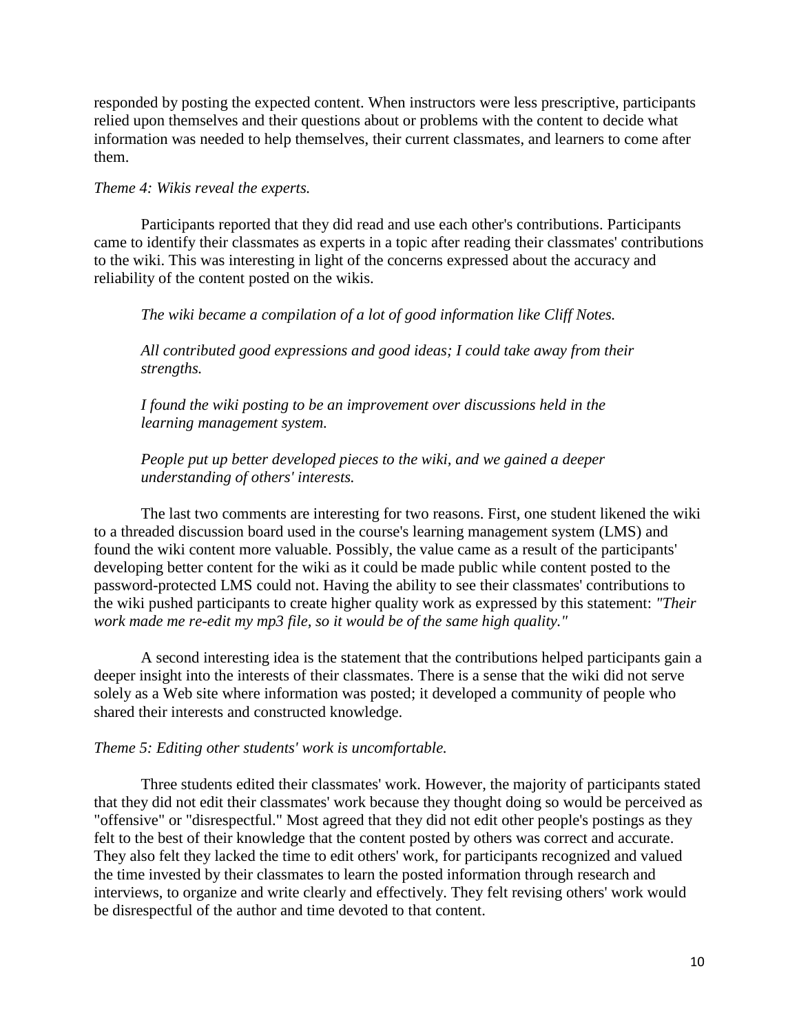responded by posting the expected content. When instructors were less prescriptive, participants relied upon themselves and their questions about or problems with the content to decide what information was needed to help themselves, their current classmates, and learners to come after them.

*Theme 4: Wikis reveal the experts.*

Participants reported that they did read and use each other's contributions. Participants came to identify their classmates as experts in a topic after reading their classmates' contributions to the wiki. This was interesting in light of the concerns expressed about the accuracy and reliability of the content posted on the wikis.

> *The wiki became a compilation of a lot of good information like Cliff Notes.*
>
> *All contributed good expressions and good ideas; I could take away from their strengths.*
>
> *I found the wiki posting to be an improvement over discussions held in the learning management system.*
>
> *People put up better developed pieces to the wiki, and we gained a deeper understanding of others' interests.*

The last two comments are interesting for two reasons. First, one student likened the wiki to a threaded discussion board used in the course's learning management system (LMS) and found the wiki content more valuable. Possibly, the value came as a result of the participants' developing better content for the wiki as it could be made public while content posted to the password-protected LMS could not. Having the ability to see their classmates' contributions to the wiki pushed participants to create higher quality work as expressed by this statement: *"Their work made me re-edit my mp3 file, so it would be of the same high quality."*

A second interesting idea is the statement that the contributions helped participants gain a deeper insight into the interests of their classmates. There is a sense that the wiki did not serve solely as a Web site where information was posted; it developed a community of people who shared their interests and constructed knowledge.

*Theme 5: Editing other students' work is uncomfortable.*

Three students edited their classmates' work. However, the majority of participants stated that they did not edit their classmates' work because they thought doing so would be perceived as "offensive" or "disrespectful." Most agreed that they did not edit other people's postings as they felt to the best of their knowledge that the content posted by others was correct and accurate. They also felt they lacked the time to edit others' work, for participants recognized and valued the time invested by their classmates to learn the posted information through research and interviews, to organize and write clearly and effectively. They felt revising others' work would be disrespectful of the author and time devoted to that content.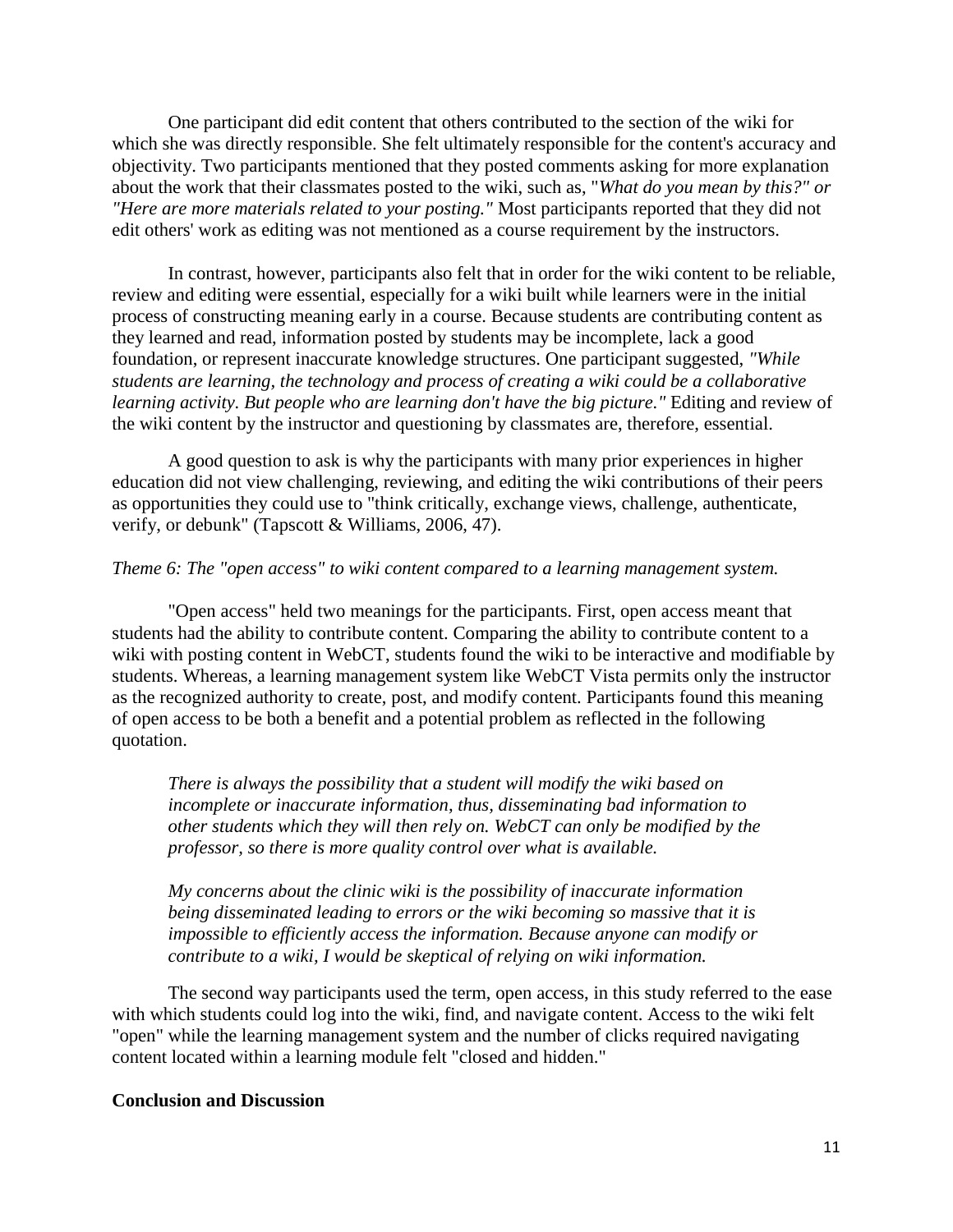One participant did edit content that others contributed to the section of the wiki for which she was directly responsible. She felt ultimately responsible for the content's accuracy and objectivity. Two participants mentioned that they posted comments asking for more explanation about the work that their classmates posted to the wiki, such as, "*What do you mean by this?" or "Here are more materials related to your posting."* Most participants reported that they did not edit others' work as editing was not mentioned as a course requirement by the instructors.

In contrast, however, participants also felt that in order for the wiki content to be reliable, review and editing were essential, especially for a wiki built while learners were in the initial process of constructing meaning early in a course. Because students are contributing content as they learned and read, information posted by students may be incomplete, lack a good foundation, or represent inaccurate knowledge structures. One participant suggested, *"While students are learning, the technology and process of creating a wiki could be a collaborative learning activity. But people who are learning don't have the big picture."* Editing and review of the wiki content by the instructor and questioning by classmates are, therefore, essential.

A good question to ask is why the participants with many prior experiences in higher education did not view challenging, reviewing, and editing the wiki contributions of their peers as opportunities they could use to "think critically, exchange views, challenge, authenticate, verify, or debunk" (Tapscott & Williams, 2006, 47).

*Theme 6: The "open access" to wiki content compared to a learning management system.*

"Open access" held two meanings for the participants. First, open access meant that students had the ability to contribute content. Comparing the ability to contribute content to a wiki with posting content in WebCT, students found the wiki to be interactive and modifiable by students. Whereas, a learning management system like WebCT Vista permits only the instructor as the recognized authority to create, post, and modify content. Participants found this meaning of open access to be both a benefit and a potential problem as reflected in the following quotation.

> *There is always the possibility that a student will modify the wiki based on incomplete or inaccurate information, thus, disseminating bad information to other students which they will then rely on. WebCT can only be modified by the professor, so there is more quality control over what is available.*
>
> *My concerns about the clinic wiki is the possibility of inaccurate information being disseminated leading to errors or the wiki becoming so massive that it is impossible to efficiently access the information. Because anyone can modify or contribute to a wiki, I would be skeptical of relying on wiki information.*

The second way participants used the term, open access, in this study referred to the ease with which students could log into the wiki, find, and navigate content. Access to the wiki felt "open" while the learning management system and the number of clicks required navigating content located within a learning module felt "closed and hidden."

**Conclusion and Discussion**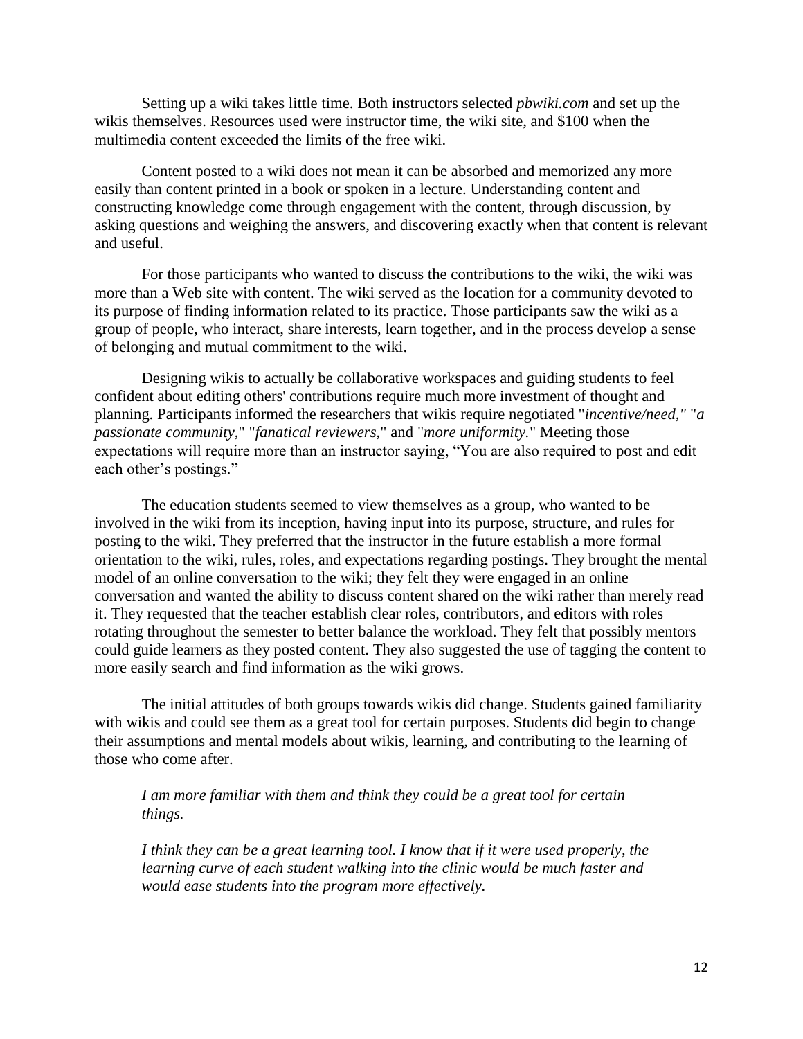Setting up a wiki takes little time. Both instructors selected *pbwiki.com* and set up the wikis themselves. Resources used were instructor time, the wiki site, and $100 when the multimedia content exceeded the limits of the free wiki.

Content posted to a wiki does not mean it can be absorbed and memorized any more easily than content printed in a book or spoken in a lecture. Understanding content and constructing knowledge come through engagement with the content, through discussion, by asking questions and weighing the answers, and discovering exactly when that content is relevant and useful.

For those participants who wanted to discuss the contributions to the wiki, the wiki was more than a Web site with content. The wiki served as the location for a community devoted to its purpose of finding information related to its practice. Those participants saw the wiki as a group of people, who interact, share interests, learn together, and in the process develop a sense of belonging and mutual commitment to the wiki.

Designing wikis to actually be collaborative workspaces and guiding students to feel confident about editing others' contributions require much more investment of thought and planning. Participants informed the researchers that wikis require negotiated "*incentive/need,*" "*a passionate community*," "*fanatical reviewers*," and "*more uniformity.*" Meeting those expectations will require more than an instructor saying, "You are also required to post and edit each other's postings."

The education students seemed to view themselves as a group, who wanted to be involved in the wiki from its inception, having input into its purpose, structure, and rules for posting to the wiki. They preferred that the instructor in the future establish a more formal orientation to the wiki, rules, roles, and expectations regarding postings. They brought the mental model of an online conversation to the wiki; they felt they were engaged in an online conversation and wanted the ability to discuss content shared on the wiki rather than merely read it. They requested that the teacher establish clear roles, contributors, and editors with roles rotating throughout the semester to better balance the workload. They felt that possibly mentors could guide learners as they posted content. They also suggested the use of tagging the content to more easily search and find information as the wiki grows.

The initial attitudes of both groups towards wikis did change. Students gained familiarity with wikis and could see them as a great tool for certain purposes. Students did begin to change their assumptions and mental models about wikis, learning, and contributing to the learning of those who come after.

> *I am more familiar with them and think they could be a great tool for certain things.*
>
> *I think they can be a great learning tool. I know that if it were used properly, the learning curve of each student walking into the clinic would be much faster and would ease students into the program more effectively.*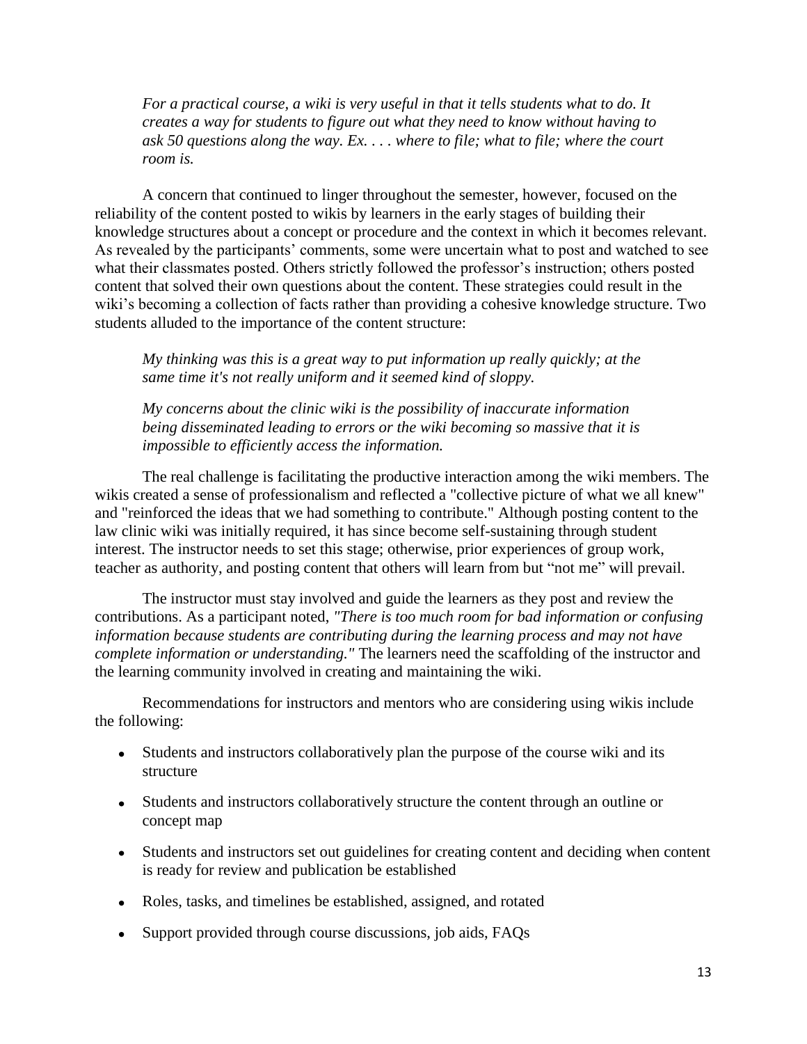*For a practical course, a wiki is very useful in that it tells students what to do. It creates a way for students to figure out what they need to know without having to ask 50 questions along the way. Ex. . . . where to file; what to file; where the court room is.*

A concern that continued to linger throughout the semester, however, focused on the reliability of the content posted to wikis by learners in the early stages of building their knowledge structures about a concept or procedure and the context in which it becomes relevant. As revealed by the participants' comments, some were uncertain what to post and watched to see what their classmates posted. Others strictly followed the professor's instruction; others posted content that solved their own questions about the content. These strategies could result in the wiki's becoming a collection of facts rather than providing a cohesive knowledge structure. Two students alluded to the importance of the content structure:

*My thinking was this is a great way to put information up really quickly; at the same time it's not really uniform and it seemed kind of sloppy.*

*My concerns about the clinic wiki is the possibility of inaccurate information being disseminated leading to errors or the wiki becoming so massive that it is impossible to efficiently access the information.*

The real challenge is facilitating the productive interaction among the wiki members. The wikis created a sense of professionalism and reflected a "collective picture of what we all knew" and "reinforced the ideas that we had something to contribute." Although posting content to the law clinic wiki was initially required, it has since become self-sustaining through student interest. The instructor needs to set this stage; otherwise, prior experiences of group work, teacher as authority, and posting content that others will learn from but "not me" will prevail.

The instructor must stay involved and guide the learners as they post and review the contributions. As a participant noted, *"There is too much room for bad information or confusing information because students are contributing during the learning process and may not have complete information or understanding."* The learners need the scaffolding of the instructor and the learning community involved in creating and maintaining the wiki.

Recommendations for instructors and mentors who are considering using wikis include the following:

- Students and instructors collaboratively plan the purpose of the course wiki and its structure
- Students and instructors collaboratively structure the content through an outline or concept map
- Students and instructors set out guidelines for creating content and deciding when content is ready for review and publication be established
- Roles, tasks, and timelines be established, assigned, and rotated
- Support provided through course discussions, job aids, FAQs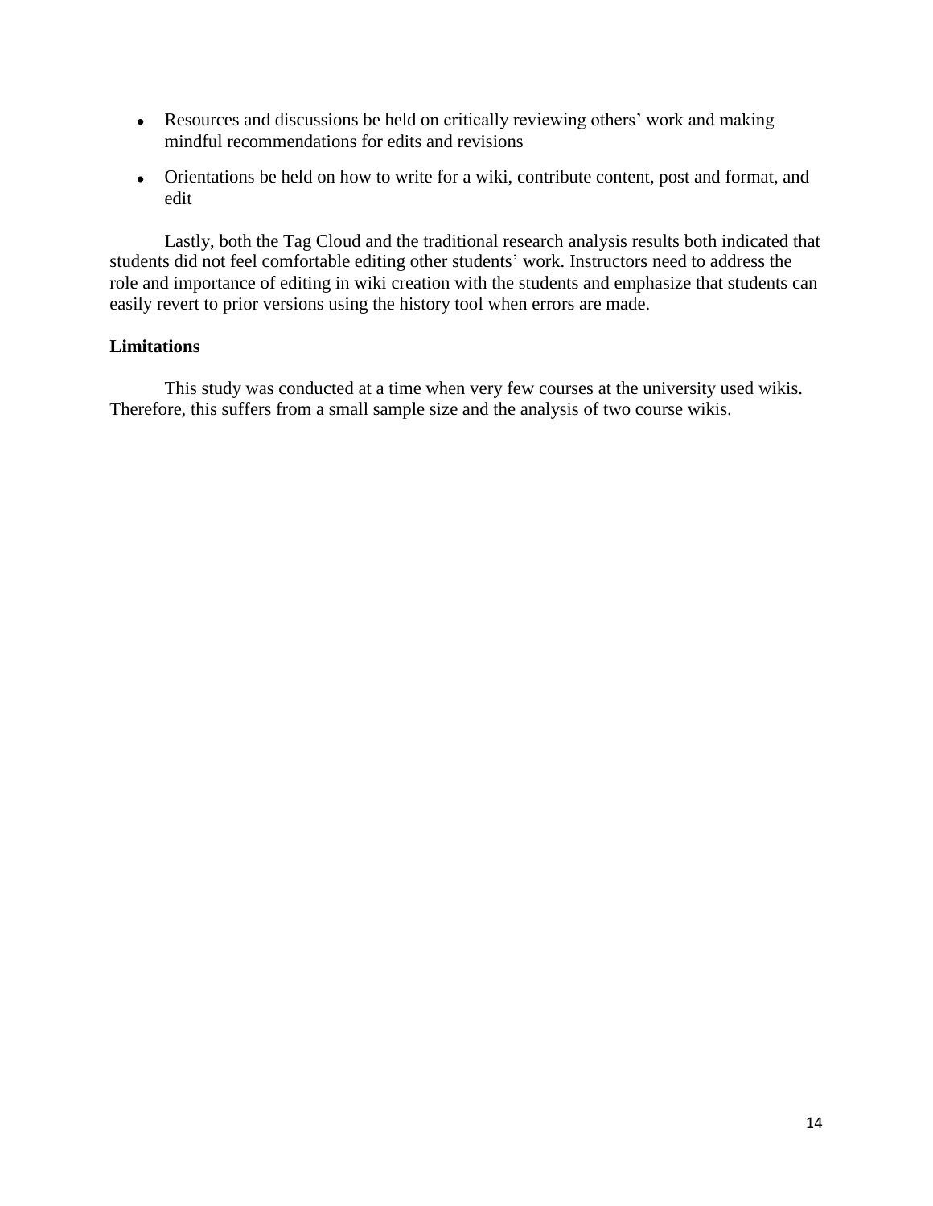- Resources and discussions be held on critically reviewing others' work and making mindful recommendations for edits and revisions
- Orientations be held on how to write for a wiki, contribute content, post and format, and edit

Lastly, both the Tag Cloud and the traditional research analysis results both indicated that students did not feel comfortable editing other students' work. Instructors need to address the role and importance of editing in wiki creation with the students and emphasize that students can easily revert to prior versions using the history tool when errors are made.

**Limitations**

This study was conducted at a time when very few courses at the university used wikis. Therefore, this suffers from a small sample size and the analysis of two course wikis.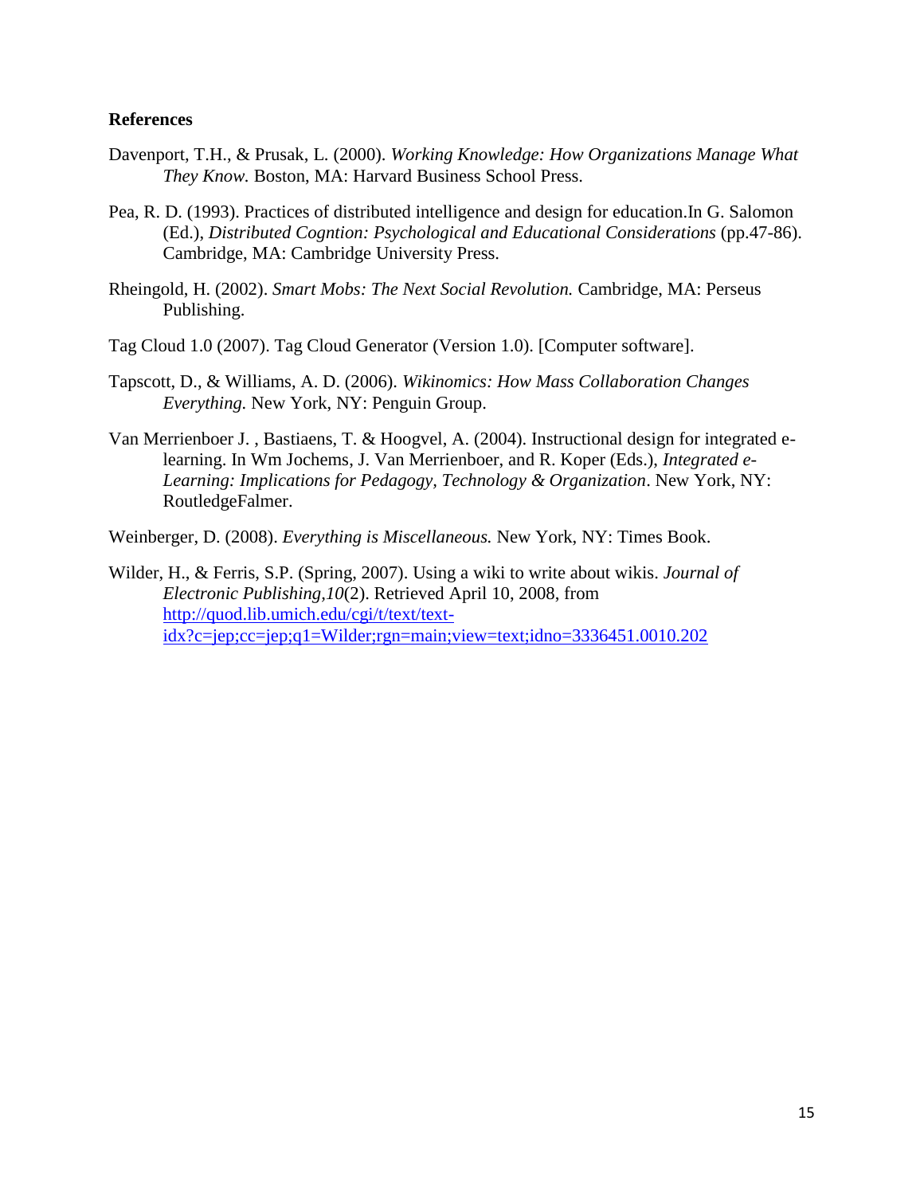**References**

Davenport, T.H., & Prusak, L. (2000). *Working Knowledge: How Organizations Manage What They Know.* Boston, MA: Harvard Business School Press.

Pea, R. D. (1993). Practices of distributed intelligence and design for education.In G. Salomon (Ed.), *Distributed Cogntion: Psychological and Educational Considerations* (pp.47-86). Cambridge, MA: Cambridge University Press.

Rheingold, H. (2002). *Smart Mobs: The Next Social Revolution.* Cambridge, MA: Perseus Publishing.

Tag Cloud 1.0 (2007). Tag Cloud Generator (Version 1.0). [Computer software].

Tapscott, D., & Williams, A. D. (2006). *Wikinomics: How Mass Collaboration Changes Everything.* New York, NY: Penguin Group.

Van Merrienboer J. , Bastiaens, T. & Hoogvel, A. (2004). Instructional design for integrated e-learning. In Wm Jochems, J. Van Merrienboer, and R. Koper (Eds.), *Integrated e-Learning: Implications for Pedagogy, Technology & Organization*. New York, NY: RoutledgeFalmer.

Weinberger, D. (2008). *Everything is Miscellaneous.* New York, NY: Times Book.

Wilder, H., & Ferris, S.P. (Spring, 2007). Using a wiki to write about wikis. *Journal of Electronic Publishing,10*(2). Retrieved April 10, 2008, from http://quod.lib.umich.edu/cgi/t/text/text-idx?c=jep;cc=jep;q1=Wilder;rgn=main;view=text;idno=3336451.0010.202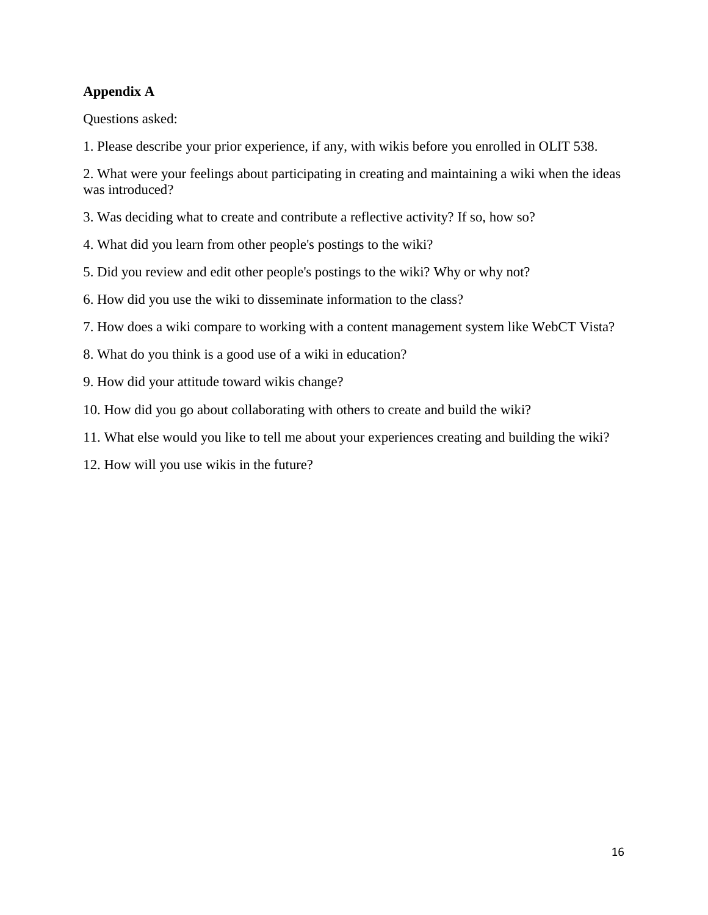**Appendix A**

Questions asked:

1. Please describe your prior experience, if any, with wikis before you enrolled in OLIT 538.

2. What were your feelings about participating in creating and maintaining a wiki when the ideas was introduced?

3. Was deciding what to create and contribute a reflective activity? If so, how so?

4. What did you learn from other people's postings to the wiki?

5. Did you review and edit other people's postings to the wiki? Why or why not?

6. How did you use the wiki to disseminate information to the class?

7. How does a wiki compare to working with a content management system like WebCT Vista?

8. What do you think is a good use of a wiki in education?

9. How did your attitude toward wikis change?

10. How did you go about collaborating with others to create and build the wiki?

11. What else would you like to tell me about your experiences creating and building the wiki?

12. How will you use wikis in the future?